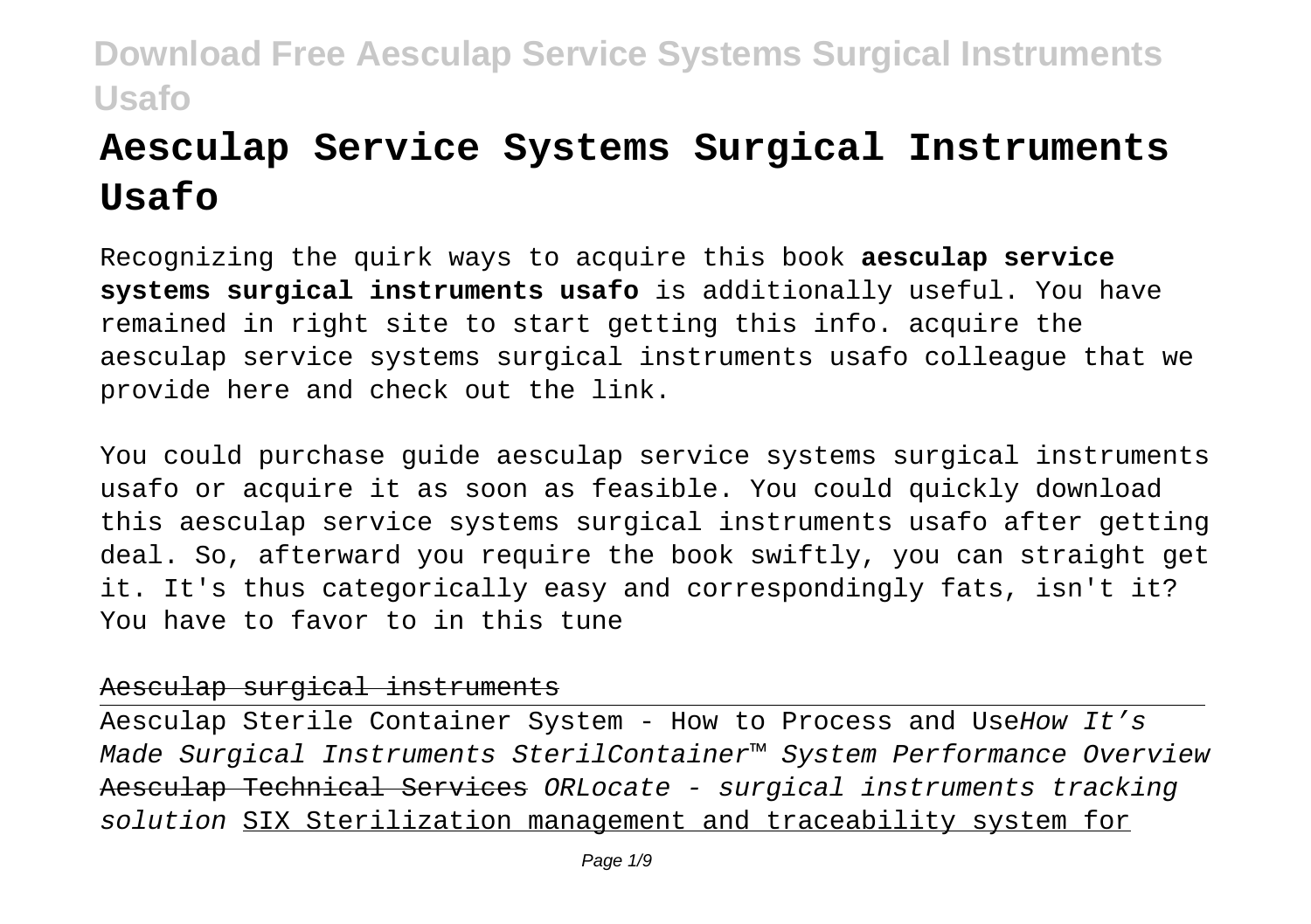# Aesculap Service Systems Surgical Instruments Usafo

Recognizing the quirk ways to acquire this book **aesculap service systems surgical instruments usafo** is additionally useful. You have remained in right site to start getting this info. acquire the aesculap service systems surgical instruments usafo colleague that we provide here and check out the link.

You could purchase guide aesculap service systems surgical instruments usafo or acquire it as soon as feasible. You could quickly download this aesculap service systems surgical instruments usafo after getting deal. So, afterward you require the book swiftly, you can straight get it. It's thus categorically easy and correspondingly fats, isn't it? You have to favor to in this tune

~~Aesculap surgical instruments~~

Aesculap Sterile Container System - How to Process and Use*How It's Made Surgical Instruments SterilContainer™ System Performance Overview* ~~Aesculap Technical Services~~ *ORLocate - surgical instruments tracking solution* SIX Sterilization management and traceability system for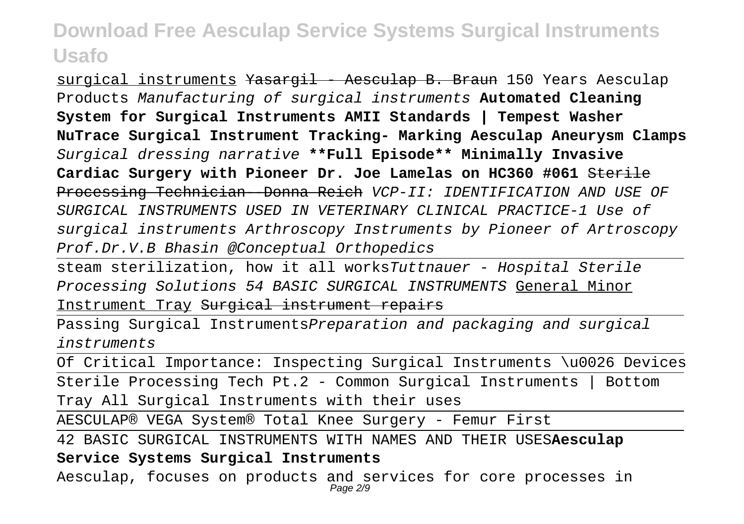surgical instruments ~~Yasargil - Aesculap B. Braun~~ 150 Years Aesculap Products *Manufacturing of surgical instruments* **Automated Cleaning System for Surgical Instruments AAMI Standards | Tempest Washer NuTrace Surgical Instrument Tracking- Marking Aesculap Aneurysm Clamps** *Surgical dressing narrative* **\*\*Full Episode\*\* Minimally Invasive Cardiac Surgery with Pioneer Dr. Joe Lamelas on HC360 #061** ~~Sterile Processing Technician - Donna Reich~~ *VCP-II: IDENTIFICATION AND USE OF SURGICAL INSTRUMENTS USED IN VETERINARY CLINICAL PRACTICE-1 Use of surgical instruments Arthroscopy Instruments by Pioneer of Artroscopy Prof.Dr.V.B Bhasin @Conceptual Orthopedics*

steam sterilization, how it all works*Tuttnauer - Hospital Sterile Processing Solutions 54 BASIC SURGICAL INSTRUMENTS* General Minor Instrument Tray ~~Surgical instrument repairs~~

Passing Surgical Instruments*Preparation and packaging and surgical instruments*

Of Critical Importance: Inspecting Surgical Instruments \u0026 Devices

Sterile Processing Tech Pt.2 - Common Surgical Instruments | Bottom Tray All Surgical Instruments with their uses

AESCULAP® VEGA System® Total Knee Surgery - Femur First

42 BASIC SURGICAL INSTRUMENTS WITH NAMES AND THEIR USES**Aesculap Service Systems Surgical Instruments**

Aesculap, focuses on products and services for core processes in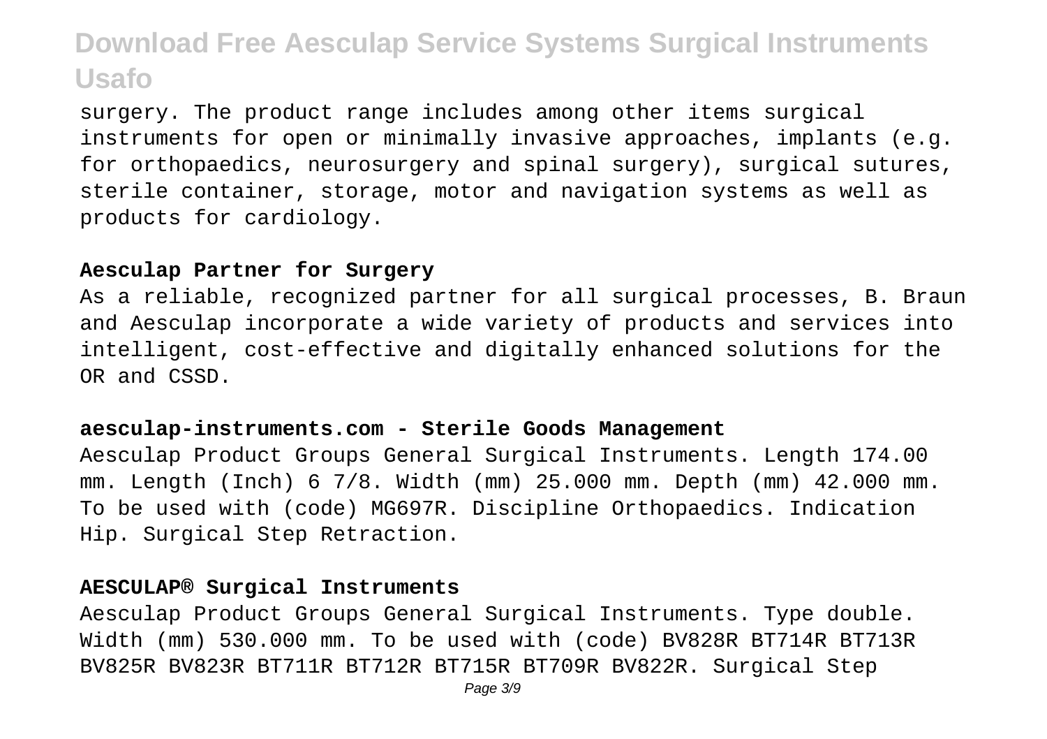surgery. The product range includes among other items surgical instruments for open or minimally invasive approaches, implants (e.g. for orthopaedics, neurosurgery and spinal surgery), surgical sutures, sterile container, storage, motor and navigation systems as well as products for cardiology.

**Aesculap Partner for Surgery**

As a reliable, recognized partner for all surgical processes, B. Braun and Aesculap incorporate a wide variety of products and services into intelligent, cost-effective and digitally enhanced solutions for the OR and CSSD.

**aesculap-instruments.com - Sterile Goods Management**

Aesculap Product Groups General Surgical Instruments. Length 174.00 mm. Length (Inch) 6 7/8. Width (mm) 25.000 mm. Depth (mm) 42.000 mm. To be used with (code) MG697R. Discipline Orthopaedics. Indication Hip. Surgical Step Retraction.

**AESCULAP® Surgical Instruments**

Aesculap Product Groups General Surgical Instruments. Type double. Width (mm) 530.000 mm. To be used with (code) BV828R BT714R BT713R BV825R BV823R BT711R BT712R BT715R BT709R BV822R. Surgical Step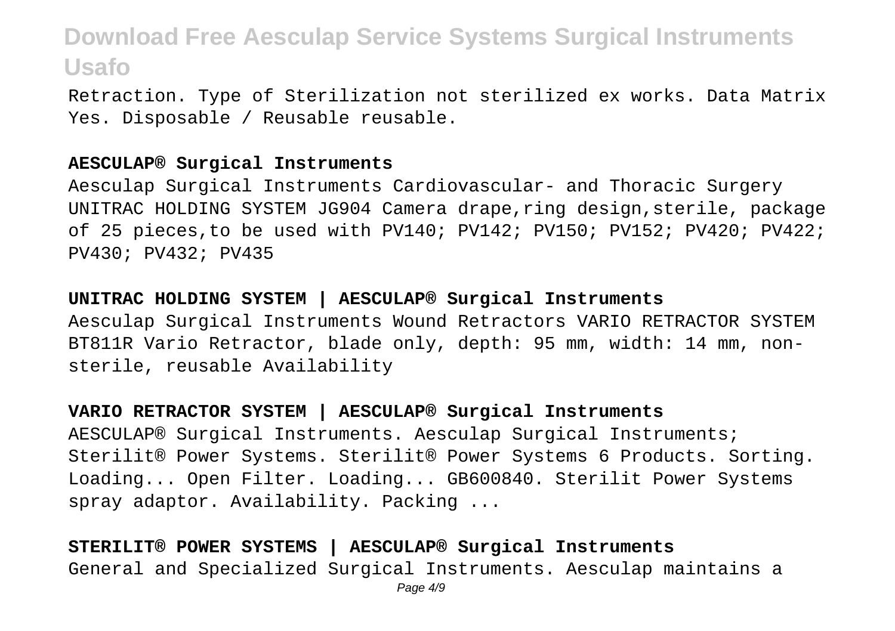Retraction. Type of Sterilization not sterilized ex works. Data Matrix Yes. Disposable / Reusable reusable.

**AESCULAP® Surgical Instruments**

Aesculap Surgical Instruments Cardiovascular- and Thoracic Surgery UNITRAC HOLDING SYSTEM JG904 Camera drape,ring design,sterile, package of 25 pieces,to be used with PV140; PV142; PV150; PV152; PV420; PV422; PV430; PV432; PV435

**UNITRAC HOLDING SYSTEM | AESCULAP® Surgical Instruments**

Aesculap Surgical Instruments Wound Retractors VARIO RETRACTOR SYSTEM BT811R Vario Retractor, blade only, depth: 95 mm, width: 14 mm, non-sterile, reusable Availability

**VARIO RETRACTOR SYSTEM | AESCULAP® Surgical Instruments**

AESCULAP® Surgical Instruments. Aesculap Surgical Instruments; Sterilit® Power Systems. Sterilit® Power Systems 6 Products. Sorting. Loading... Open Filter. Loading... GB600840. Sterilit Power Systems spray adaptor. Availability. Packing ...

**STERILIT® POWER SYSTEMS | AESCULAP® Surgical Instruments**

General and Specialized Surgical Instruments. Aesculap maintains a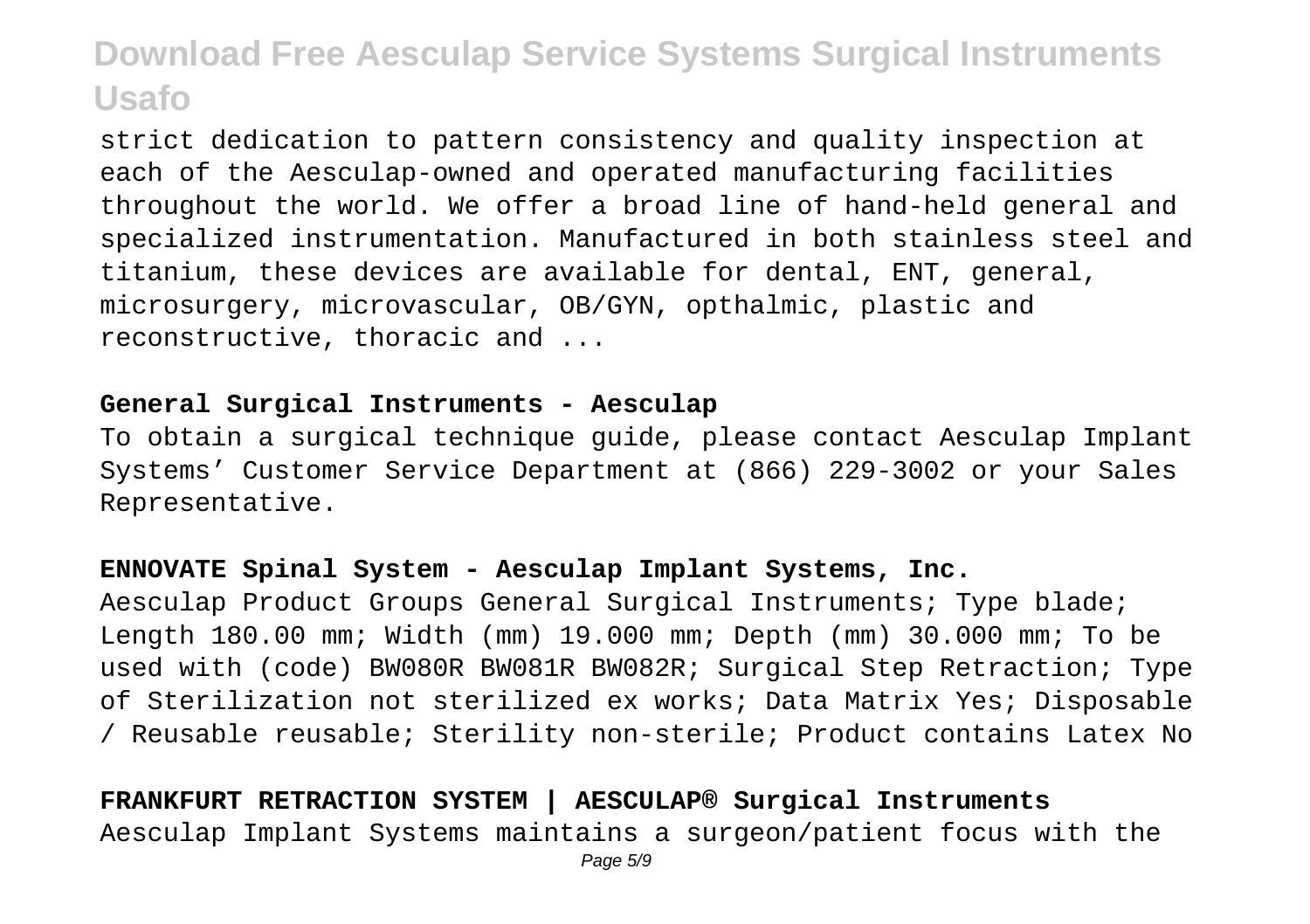strict dedication to pattern consistency and quality inspection at each of the Aesculap-owned and operated manufacturing facilities throughout the world. We offer a broad line of hand-held general and specialized instrumentation. Manufactured in both stainless steel and titanium, these devices are available for dental, ENT, general, microsurgery, microvascular, OB/GYN, opthalmic, plastic and reconstructive, thoracic and ...

**General Surgical Instruments - Aesculap**

To obtain a surgical technique guide, please contact Aesculap Implant Systems' Customer Service Department at (866) 229-3002 or your Sales Representative.

**ENNOVATE Spinal System - Aesculap Implant Systems, Inc.**

Aesculap Product Groups General Surgical Instruments; Type blade; Length 180.00 mm; Width (mm) 19.000 mm; Depth (mm) 30.000 mm; To be used with (code) BW080R BW081R BW082R; Surgical Step Retraction; Type of Sterilization not sterilized ex works; Data Matrix Yes; Disposable / Reusable reusable; Sterility non-sterile; Product contains Latex No

**FRANKFURT RETRACTION SYSTEM | AESCULAP® Surgical Instruments**

Aesculap Implant Systems maintains a surgeon/patient focus with the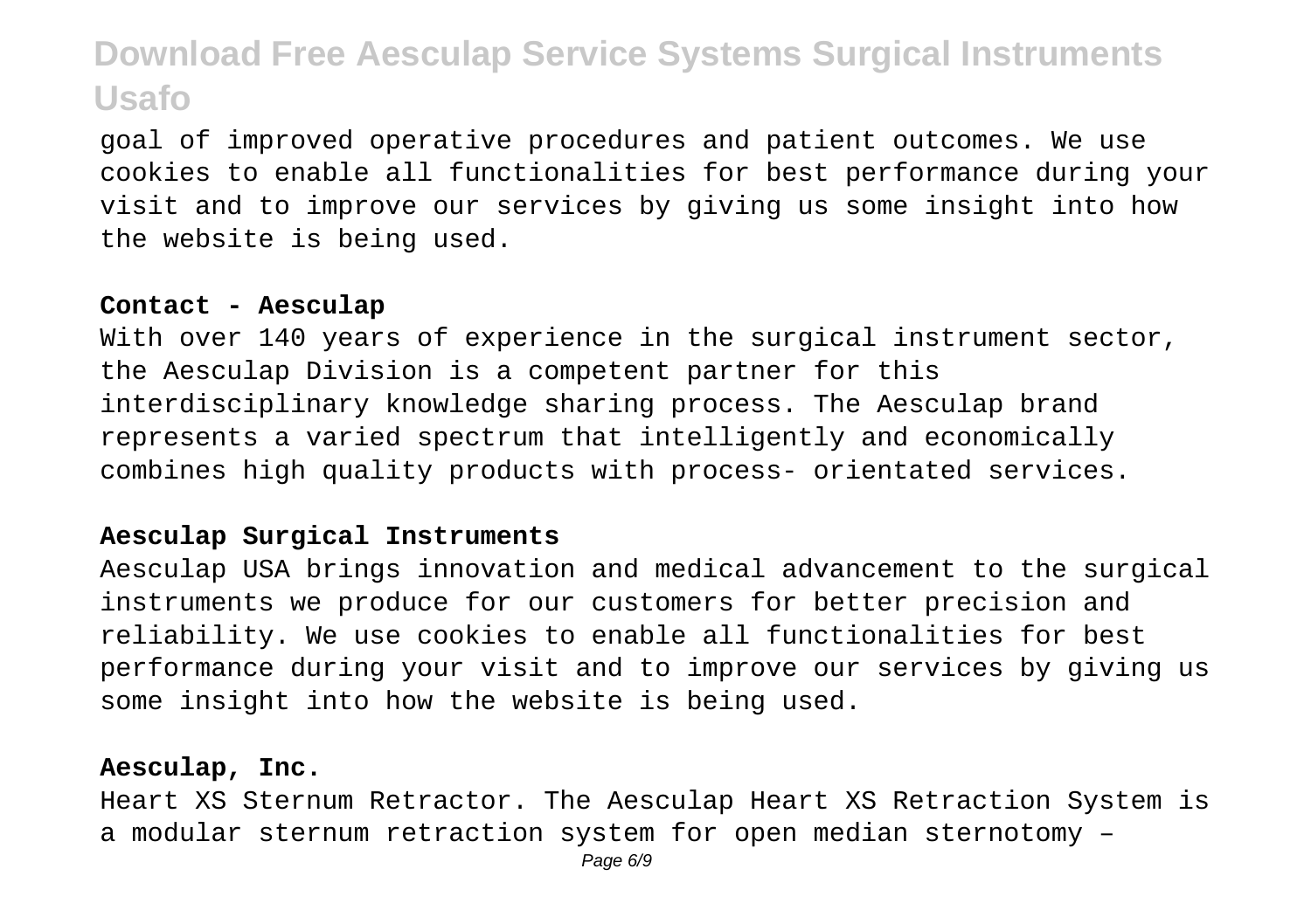goal of improved operative procedures and patient outcomes. We use cookies to enable all functionalities for best performance during your visit and to improve our services by giving us some insight into how the website is being used.

**Contact - Aesculap**

With over 140 years of experience in the surgical instrument sector, the Aesculap Division is a competent partner for this interdisciplinary knowledge sharing process. The Aesculap brand represents a varied spectrum that intelligently and economically combines high quality products with process- orientated services.

**Aesculap Surgical Instruments**

Aesculap USA brings innovation and medical advancement to the surgical instruments we produce for our customers for better precision and reliability. We use cookies to enable all functionalities for best performance during your visit and to improve our services by giving us some insight into how the website is being used.

**Aesculap, Inc.**

Heart XS Sternum Retractor. The Aesculap Heart XS Retraction System is a modular sternum retraction system for open median sternotomy –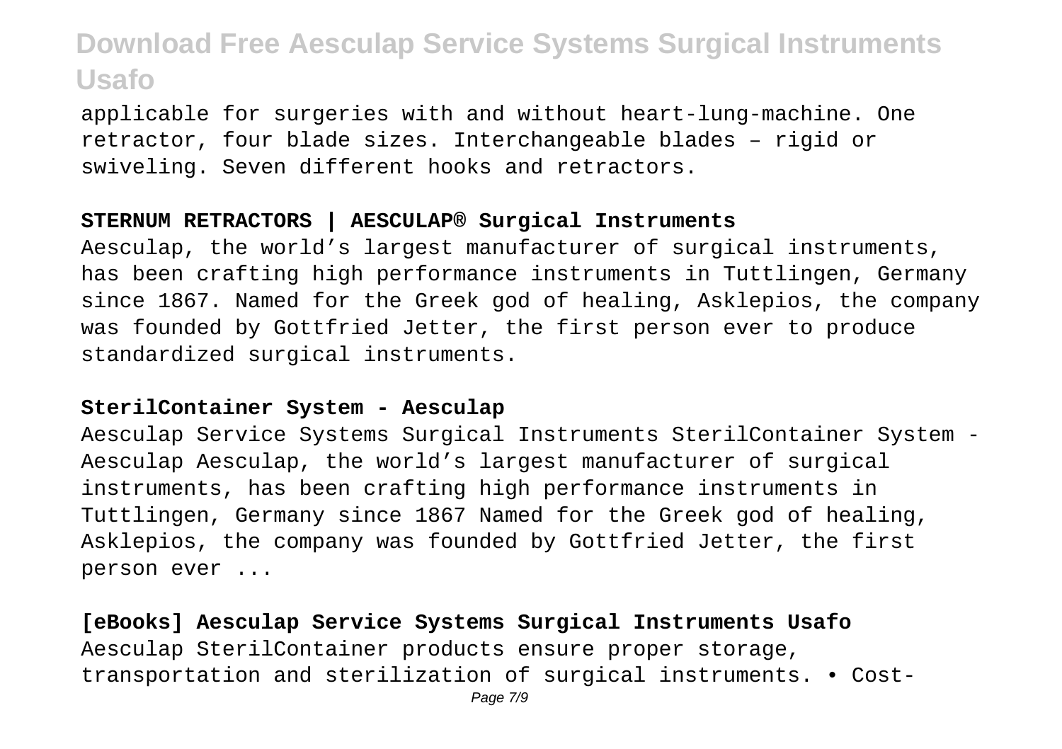applicable for surgeries with and without heart-lung-machine. One retractor, four blade sizes. Interchangeable blades – rigid or swiveling. Seven different hooks and retractors.

**STERNUM RETRACTORS | AESCULAP® Surgical Instruments**

Aesculap, the world's largest manufacturer of surgical instruments, has been crafting high performance instruments in Tuttlingen, Germany since 1867. Named for the Greek god of healing, Asklepios, the company was founded by Gottfried Jetter, the first person ever to produce standardized surgical instruments.

**SterilContainer System - Aesculap**

Aesculap Service Systems Surgical Instruments SterilContainer System - Aesculap Aesculap, the world's largest manufacturer of surgical instruments, has been crafting high performance instruments in Tuttlingen, Germany since 1867 Named for the Greek god of healing, Asklepios, the company was founded by Gottfried Jetter, the first person ever ...

**[eBooks] Aesculap Service Systems Surgical Instruments Usafo**

Aesculap SterilContainer products ensure proper storage, transportation and sterilization of surgical instruments. • Cost-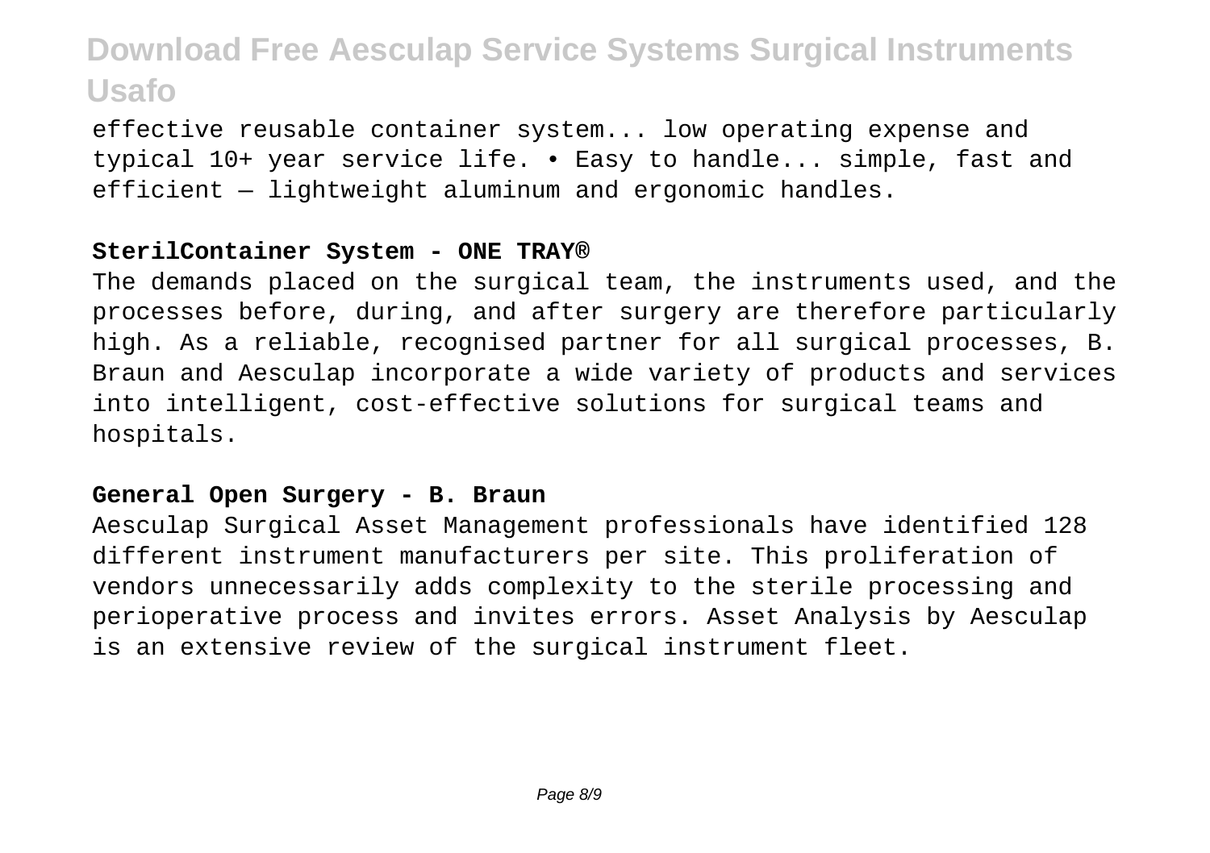effective reusable container system... low operating expense and typical 10+ year service life. • Easy to handle... simple, fast and efficient — lightweight aluminum and ergonomic handles.

**SterilContainer System - ONE TRAY®**

The demands placed on the surgical team, the instruments used, and the processes before, during, and after surgery are therefore particularly high. As a reliable, recognised partner for all surgical processes, B. Braun and Aesculap incorporate a wide variety of products and services into intelligent, cost-effective solutions for surgical teams and hospitals.

**General Open Surgery - B. Braun**

Aesculap Surgical Asset Management professionals have identified 128 different instrument manufacturers per site. This proliferation of vendors unnecessarily adds complexity to the sterile processing and perioperative process and invites errors. Asset Analysis by Aesculap is an extensive review of the surgical instrument fleet.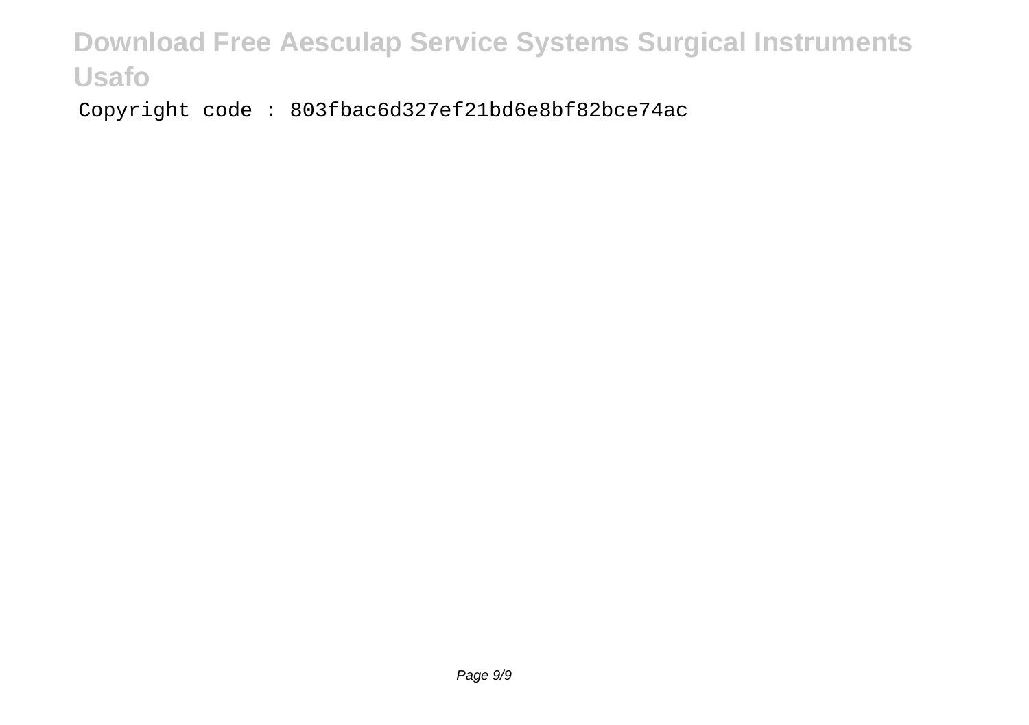Copyright code : 803fbac6d327ef21bd6e8bf82bce74ac